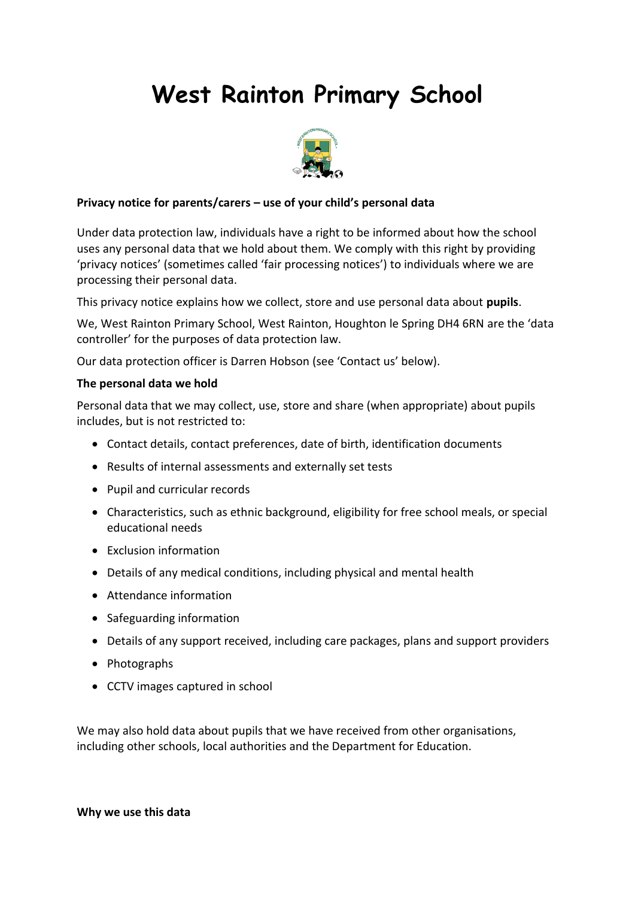# West Rainton Primary School

**Privacy notice for parents/carers – use of your child's personal data**

Under data protection law, individuals have a right to be informed about how the school uses any personal data that we hold about them. We comply with this right by providing 'privacy notices' (sometimes called 'fair processing notices') to individuals where we are processing their personal data.

This privacy notice explains how we collect, store and use personal data about **pupils**.

We, West Rainton Primary School, West Rainton, Houghton le Spring DH4 6RN are the 'data controller' for the purposes of data protection law.

Our data protection officer is Darren Hobson (see 'Contact us' below).

**The personal data we hold**

Personal data that we may collect, use, store and share (when appropriate) about pupils includes, but is not restricted to:

- Contact details, contact preferences, date of birth, identification documents
- Results of internal assessments and externally set tests
- Pupil and curricular records
- Characteristics, such as ethnic background, eligibility for free school meals, or special educational needs
- Exclusion information
- Details of any medical conditions, including physical and mental health
- Attendance information
- Safeguarding information
- Details of any support received, including care packages, plans and support providers
- Photographs
- CCTV images captured in school

We may also hold data about pupils that we have received from other organisations, including other schools, local authorities and the Department for Education.

**Why we use this data**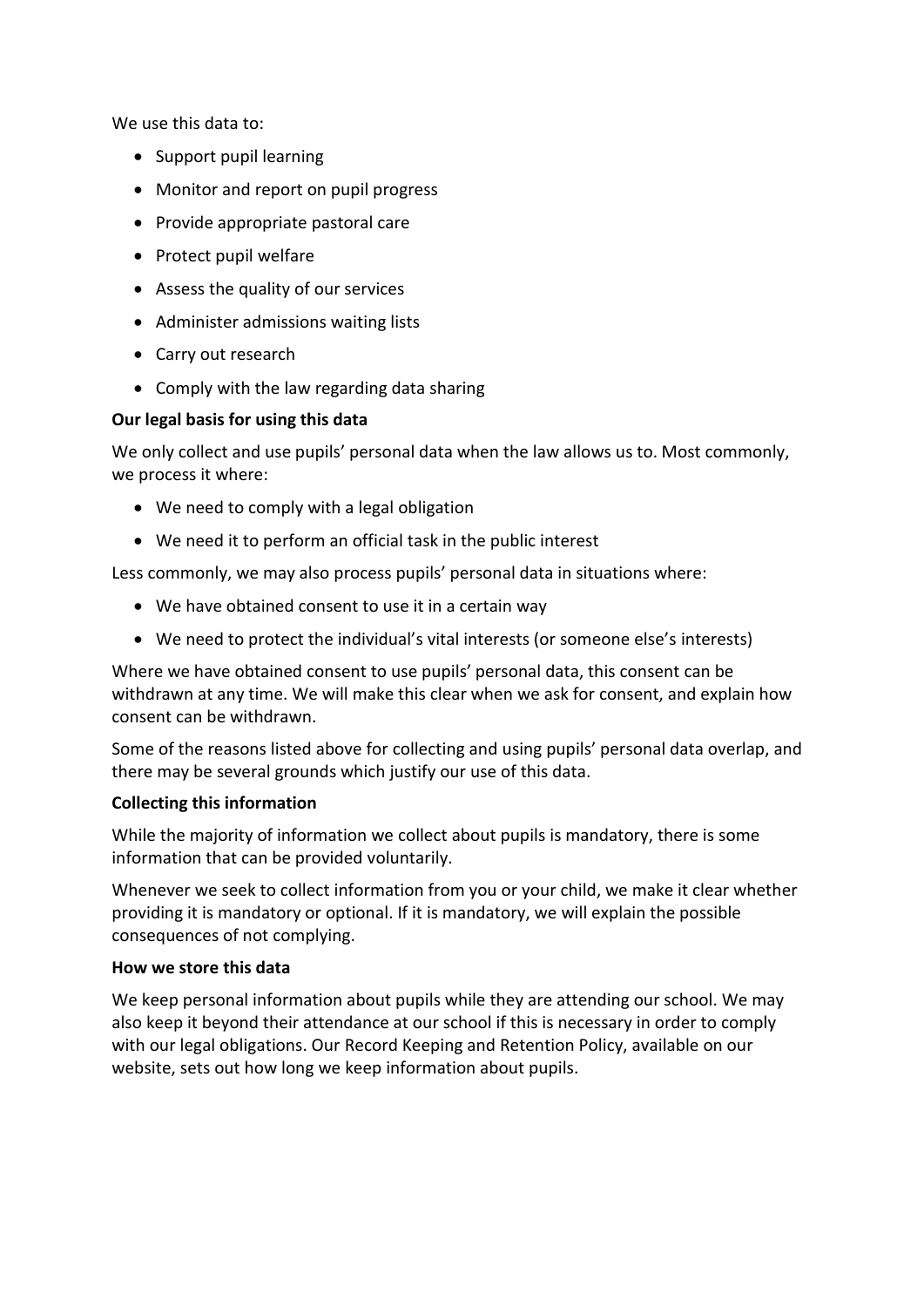We use this data to:

- Support pupil learning
- Monitor and report on pupil progress
- Provide appropriate pastoral care
- Protect pupil welfare
- Assess the quality of our services
- Administer admissions waiting lists
- Carry out research
- Comply with the law regarding data sharing

**Our legal basis for using this data**

We only collect and use pupils' personal data when the law allows us to. Most commonly, we process it where:

- We need to comply with a legal obligation
- We need it to perform an official task in the public interest

Less commonly, we may also process pupils' personal data in situations where:

- We have obtained consent to use it in a certain way
- We need to protect the individual's vital interests (or someone else's interests)

Where we have obtained consent to use pupils' personal data, this consent can be withdrawn at any time. We will make this clear when we ask for consent, and explain how consent can be withdrawn.

Some of the reasons listed above for collecting and using pupils' personal data overlap, and there may be several grounds which justify our use of this data.

**Collecting this information**

While the majority of information we collect about pupils is mandatory, there is some information that can be provided voluntarily.

Whenever we seek to collect information from you or your child, we make it clear whether providing it is mandatory or optional. If it is mandatory, we will explain the possible consequences of not complying.

**How we store this data**

We keep personal information about pupils while they are attending our school. We may also keep it beyond their attendance at our school if this is necessary in order to comply with our legal obligations. Our Record Keeping and Retention Policy, available on our website, sets out how long we keep information about pupils.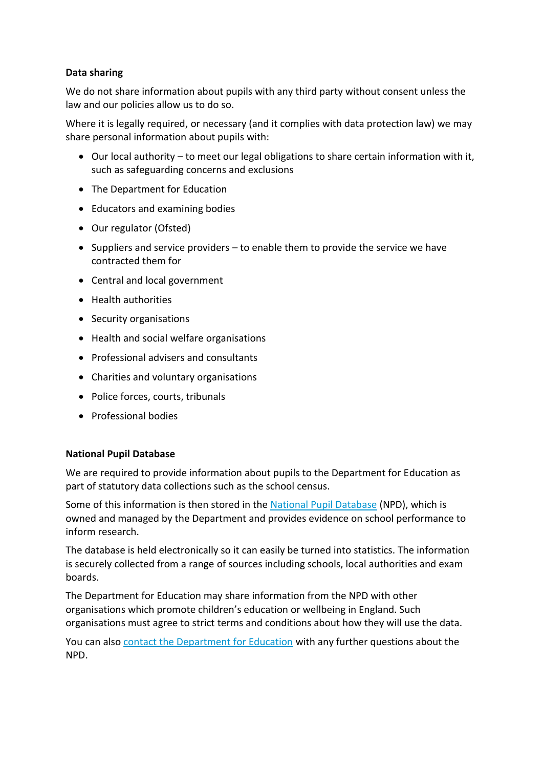**Data sharing**

We do not share information about pupils with any third party without consent unless the law and our policies allow us to do so.

Where it is legally required, or necessary (and it complies with data protection law) we may share personal information about pupils with:

- Our local authority – to meet our legal obligations to share certain information with it, such as safeguarding concerns and exclusions
- The Department for Education
- Educators and examining bodies
- Our regulator (Ofsted)
- Suppliers and service providers – to enable them to provide the service we have contracted them for
- Central and local government
- Health authorities
- Security organisations
- Health and social welfare organisations
- Professional advisers and consultants
- Charities and voluntary organisations
- Police forces, courts, tribunals
- Professional bodies

**National Pupil Database**

We are required to provide information about pupils to the Department for Education as part of statutory data collections such as the school census.

Some of this information is then stored in the National Pupil Database (NPD), which is owned and managed by the Department and provides evidence on school performance to inform research.

The database is held electronically so it can easily be turned into statistics. The information is securely collected from a range of sources including schools, local authorities and exam boards.

The Department for Education may share information from the NPD with other organisations which promote children's education or wellbeing in England. Such organisations must agree to strict terms and conditions about how they will use the data.

You can also contact the Department for Education with any further questions about the NPD.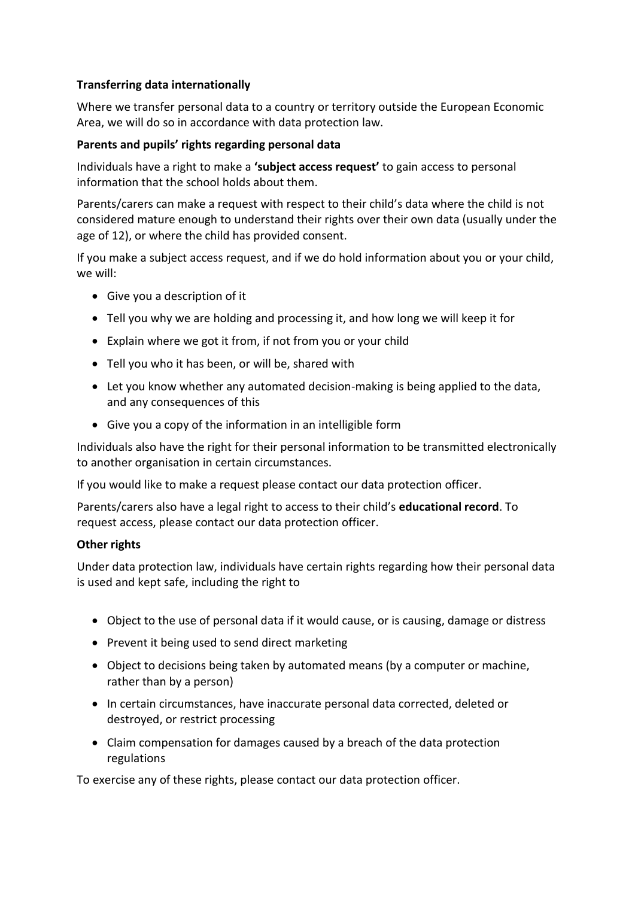**Transferring data internationally**

Where we transfer personal data to a country or territory outside the European Economic Area, we will do so in accordance with data protection law.

**Parents and pupils' rights regarding personal data**

Individuals have a right to make a **'subject access request'** to gain access to personal information that the school holds about them.

Parents/carers can make a request with respect to their child's data where the child is not considered mature enough to understand their rights over their own data (usually under the age of 12), or where the child has provided consent.

If you make a subject access request, and if we do hold information about you or your child, we will:

- Give you a description of it
- Tell you why we are holding and processing it, and how long we will keep it for
- Explain where we got it from, if not from you or your child
- Tell you who it has been, or will be, shared with
- Let you know whether any automated decision-making is being applied to the data, and any consequences of this
- Give you a copy of the information in an intelligible form

Individuals also have the right for their personal information to be transmitted electronically to another organisation in certain circumstances.

If you would like to make a request please contact our data protection officer.

Parents/carers also have a legal right to access to their child's **educational record**. To request access, please contact our data protection officer.

**Other rights**

Under data protection law, individuals have certain rights regarding how their personal data is used and kept safe, including the right to

- Object to the use of personal data if it would cause, or is causing, damage or distress
- Prevent it being used to send direct marketing
- Object to decisions being taken by automated means (by a computer or machine, rather than by a person)
- In certain circumstances, have inaccurate personal data corrected, deleted or destroyed, or restrict processing
- Claim compensation for damages caused by a breach of the data protection regulations

To exercise any of these rights, please contact our data protection officer.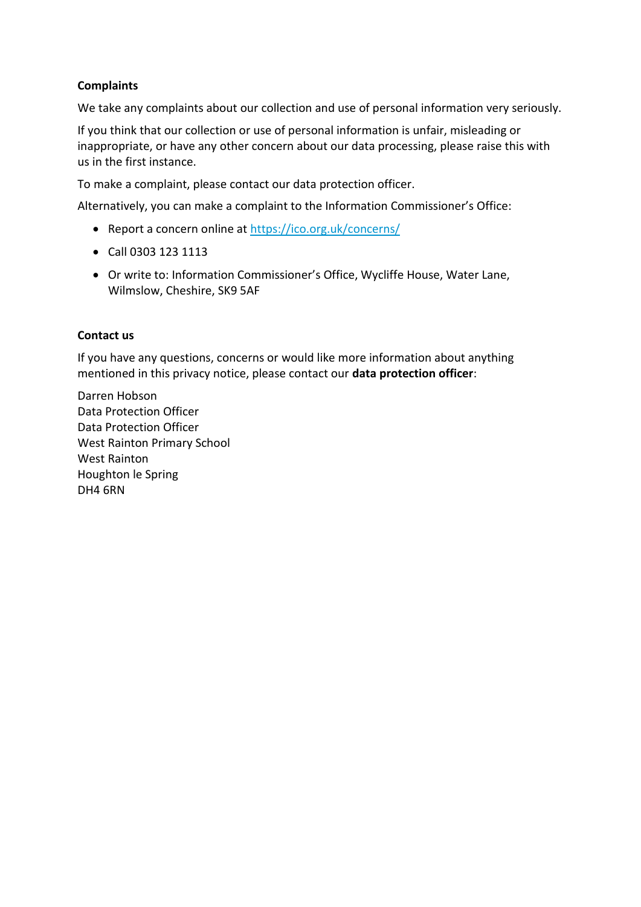**Complaints**

We take any complaints about our collection and use of personal information very seriously.

If you think that our collection or use of personal information is unfair, misleading or inappropriate, or have any other concern about our data processing, please raise this with us in the first instance.

To make a complaint, please contact our data protection officer.

Alternatively, you can make a complaint to the Information Commissioner's Office:

- Report a concern online at https://ico.org.uk/concerns/
- Call 0303 123 1113
- Or write to: Information Commissioner's Office, Wycliffe House, Water Lane, Wilmslow, Cheshire, SK9 5AF

**Contact us**

If you have any questions, concerns or would like more information about anything mentioned in this privacy notice, please contact our **data protection officer**:

Darren Hobson
Data Protection Officer
Data Protection Officer
West Rainton Primary School
West Rainton
Houghton le Spring
DH4 6RN